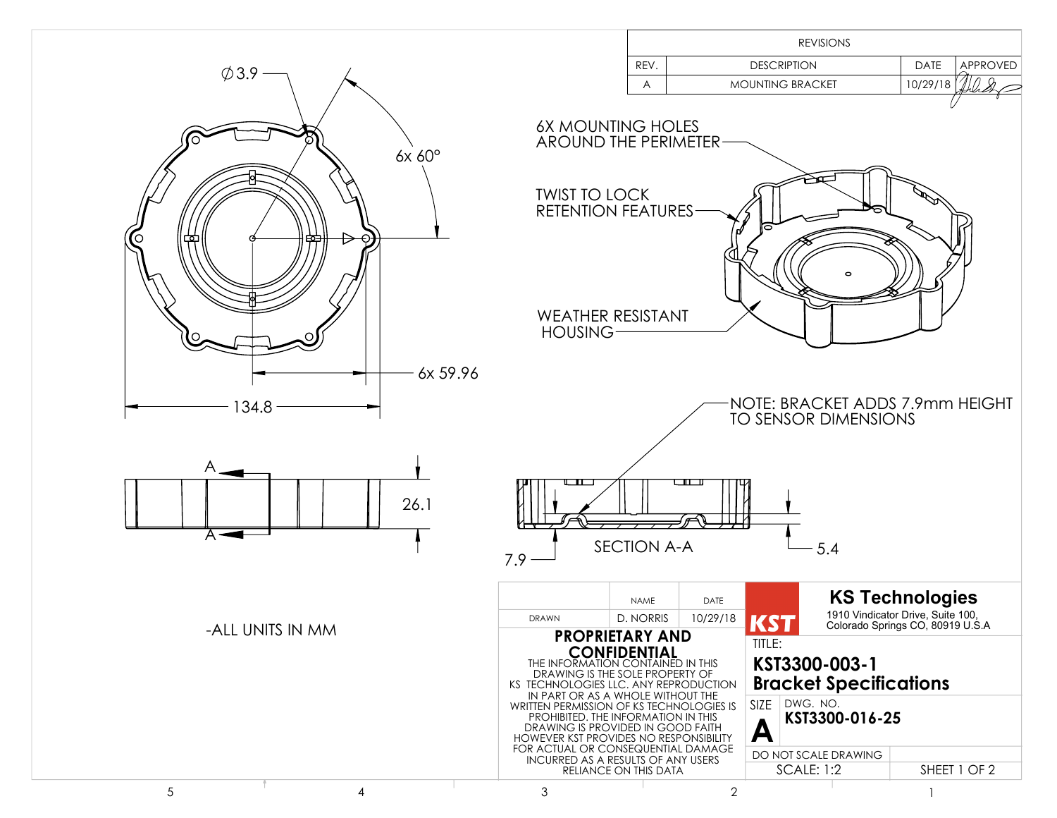## REVISIONS

| REV. | DESCRIPTION | DATE | APPROVED |
|---|---|---|---|
| A | MOUNTING BRACKET | 10/29/18 | |

Ø3.9

6x 60°

6x 59.96

134.8

26.1

A

A

6X MOUNTING HOLES AROUND THE PERIMETER

TWIST TO LOCK RETENTION FEATURES

WEATHER RESISTANT HOUSING

NOTE: BRACKET ADDS 7.9mm HEIGHT TO SENSOR DIMENSIONS

SECTION A-A

7.9

5.4

-ALL UNITS IN MM

| | NAME | DATE |
|---|---|---|
| DRAWN | D. NORRIS | 10/29/18 |

**PROPRIETARY AND CONFIDENTIAL**

THE INFORMATION CONTAINED IN THIS DRAWING IS THE SOLE PROPERTY OF KS TECHNOLOGIES LLC. ANY REPRODUCTION IN PART OR AS A WHOLE WITHOUT THE WRITTEN PERMISSION OF KS TECHNOLOGIES IS PROHIBITED. THE INFORMATION IN THIS DRAWING IS PROVIDED IN GOOD FAITH HOWEVER KST PROVIDES NO RESPONSIBILITY FOR ACTUAL OR CONSEQUENTIAL DAMAGE INCURRED AS A RESULTS OF ANY USERS RELIANCE ON THIS DATA

**KST**

**KS Technologies**

1910 Vindicator Drive, Suite 100, Colorado Springs CO, 80919 U.S.A

TITLE:

**KST3300-003-1**
**Bracket Specifications**

SIZE: **A**

DWG. NO. **KST3300-016-25**

DO NOT SCALE DRAWING

SCALE: 1:2

SHEET 1 OF 2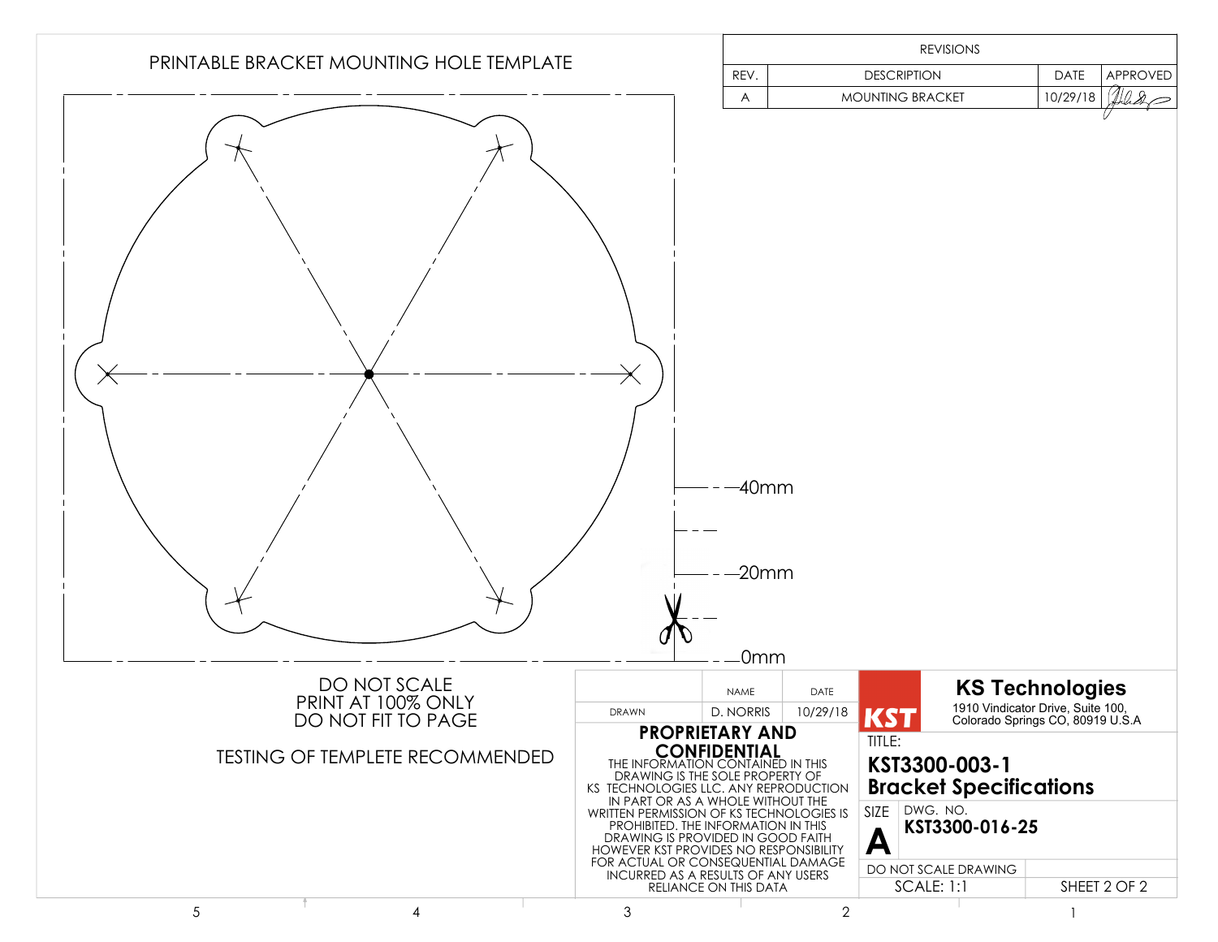# PRINTABLE BRACKET MOUNTING HOLE TEMPLATE

| REVISIONS | | | |
|---|---|---|---|
| REV. | DESCRIPTION | DATE | APPROVED |
| A | MOUNTING BRACKET | 10/29/18 | |

40mm

20mm

0mm

DO NOT SCALE
PRINT AT 100% ONLY
DO NOT FIT TO PAGE

TESTING OF TEMPLETE RECOMMENDED

| | NAME | DATE |
|---|---|---|
| DRAWN | D. NORRIS | 10/29/18 |

**PROPRIETARY AND CONFIDENTIAL**

THE INFORMATION CONTAINED IN THIS DRAWING IS THE SOLE PROPERTY OF KS TECHNOLOGIES LLC. ANY REPRODUCTION IN PART OR AS A WHOLE WITHOUT THE WRITTEN PERMISSION OF KS TECHNOLOGIES IS PROHIBITED. THE INFORMATION IN THIS DRAWING IS PROVIDED IN GOOD FAITH HOWEVER KST PROVIDES NO RESPONSIBILITY FOR ACTUAL OR CONSEQUENTIAL DAMAGE INCURRED AS A RESULTS OF ANY USERS RELIANCE ON THIS DATA

KST

**KS Technologies**

1910 Vindicator Drive, Suite 100,
Colorado Springs CO, 80919 U.S.A

TITLE:

**KST3300-003-1**
**Bracket Specifications**

SIZE **A**

DWG. NO. **KST3300-016-25**

DO NOT SCALE DRAWING

SCALE: 1:1

SHEET 2 OF 2